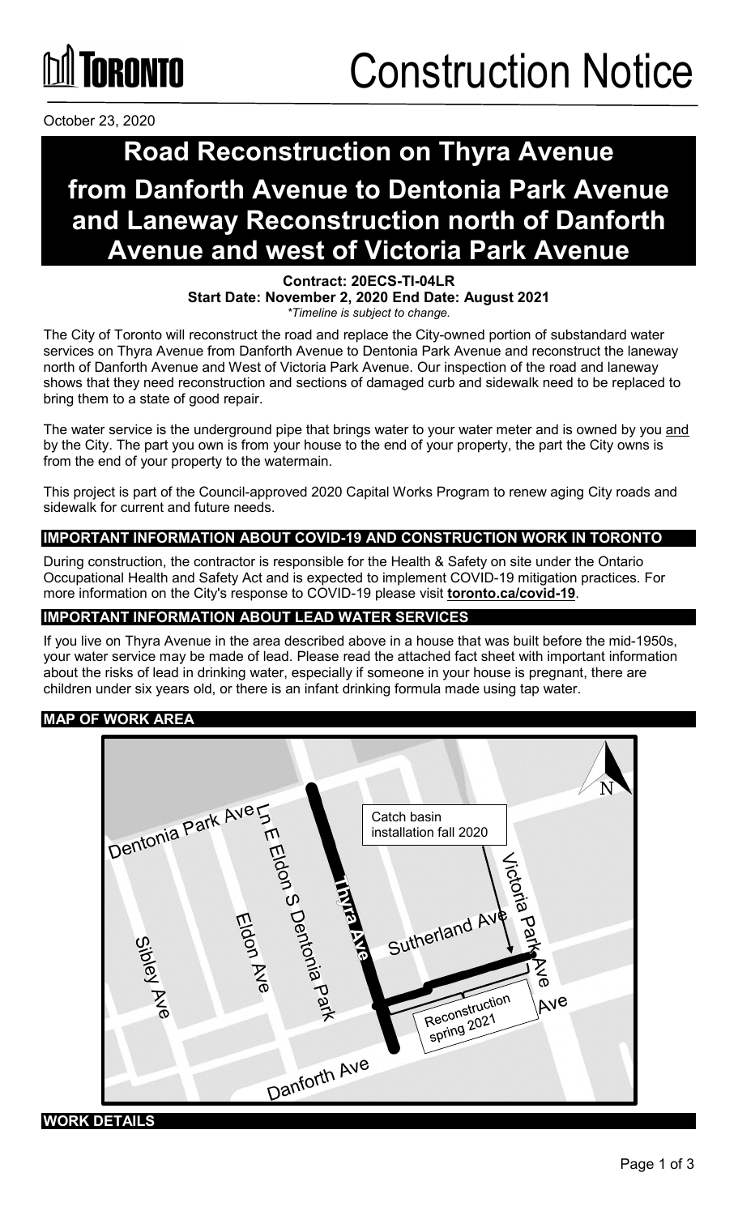TORONTO

# Construction Notice

October 23, 2020

# Road Reconstruction on Thyra Avenue from Danforth Avenue to Dentonia Park Avenue and Laneway Reconstruction north of Danforth Avenue and west of Victoria Park Avenue

**Contract: 20ECS-TI-04LR**
**Start Date: November 2, 2020 End Date: August 2021**
*\*Timeline is subject to change.*

The City of Toronto will reconstruct the road and replace the City-owned portion of substandard water services on Thyra Avenue from Danforth Avenue to Dentonia Park Avenue and reconstruct the laneway north of Danforth Avenue and West of Victoria Park Avenue. Our inspection of the road and laneway shows that they need reconstruction and sections of damaged curb and sidewalk need to be replaced to bring them to a state of good repair.

The water service is the underground pipe that brings water to your water meter and is owned by you and by the City. The part you own is from your house to the end of your property, the part the City owns is from the end of your property to the watermain.

This project is part of the Council-approved 2020 Capital Works Program to renew aging City roads and sidewalk for current and future needs.

## IMPORTANT INFORMATION ABOUT COVID-19 AND CONSTRUCTION WORK IN TORONTO

During construction, the contractor is responsible for the Health & Safety on site under the Ontario Occupational Health and Safety Act and is expected to implement COVID-19 mitigation practices. For more information on the City's response to COVID-19 please visit **toronto.ca/covid-19**.

## IMPORTANT INFORMATION ABOUT LEAD WATER SERVICES

If you live on Thyra Avenue in the area described above in a house that was built before the mid-1950s, your water service may be made of lead. Please read the attached fact sheet with important information about the risks of lead in drinking water, especially if someone in your house is pregnant, there are children under six years old, or there is an infant drinking formula made using tap water.

## MAP OF WORK AREA

Catch basin installation fall 2020

Reconstruction spring 2021

## WORK DETAILS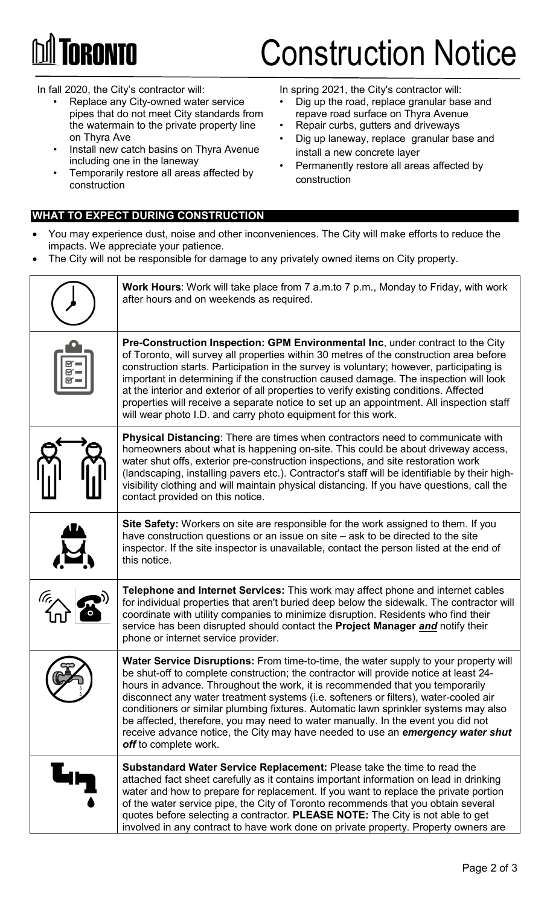# Construction Notice

In fall 2020, the City's contractor will:

- Replace any City-owned water service pipes that do not meet City standards from the watermain to the private property line on Thyra Ave
- Install new catch basins on Thyra Avenue including one in the laneway
- Temporarily restore all areas affected by construction

In spring 2021, the City's contractor will:

- Dig up the road, replace granular base and repave road surface on Thyra Avenue
- Repair curbs, gutters and driveways
- Dig up laneway, replace granular base and install a new concrete layer
- Permanently restore all areas affected by construction

## WHAT TO EXPECT DURING CONSTRUCTION

- You may experience dust, noise and other inconveniences. The City will make efforts to reduce the impacts. We appreciate your patience.
- The City will not be responsible for damage to any privately owned items on City property.

**Work Hours**: Work will take place from 7 a.m.to 7 p.m., Monday to Friday, with work after hours and on weekends as required.

**Pre-Construction Inspection: GPM Environmental Inc**, under contract to the City of Toronto, will survey all properties within 30 metres of the construction area before construction starts. Participation in the survey is voluntary; however, participating is important in determining if the construction caused damage. The inspection will look at the interior and exterior of all properties to verify existing conditions. Affected properties will receive a separate notice to set up an appointment. All inspection staff will wear photo I.D. and carry photo equipment for this work.

**Physical Distancing**: There are times when contractors need to communicate with homeowners about what is happening on-site. This could be about driveway access, water shut offs, exterior pre-construction inspections, and site restoration work (landscaping, installing pavers etc.). Contractor's staff will be identifiable by their high-visibility clothing and will maintain physical distancing. If you have questions, call the contact provided on this notice.

**Site Safety:** Workers on site are responsible for the work assigned to them. If you have construction questions or an issue on site – ask to be directed to the site inspector. If the site inspector is unavailable, contact the person listed at the end of this notice.

**Telephone and Internet Services:** This work may affect phone and internet cables for individual properties that aren't buried deep below the sidewalk. The contractor will coordinate with utility companies to minimize disruption. Residents who find their service has been disrupted should contact the **Project Manager** ***and*** notify their phone or internet service provider.

**Water Service Disruptions:** From time-to-time, the water supply to your property will be shut-off to complete construction; the contractor will provide notice at least 24-hours in advance. Throughout the work, it is recommended that you temporarily disconnect any water treatment systems (i.e. softeners or filters), water-cooled air conditioners or similar plumbing fixtures. Automatic lawn sprinkler systems may also be affected, therefore, you may need to water manually. In the event you did not receive advance notice, the City may have needed to use an ***emergency water shut off*** to complete work.

**Substandard Water Service Replacement:** Please take the time to read the attached fact sheet carefully as it contains important information on lead in drinking water and how to prepare for replacement. If you want to replace the private portion of the water service pipe, the City of Toronto recommends that you obtain several quotes before selecting a contractor. **PLEASE NOTE:** The City is not able to get involved in any contract to have work done on private property. Property owners are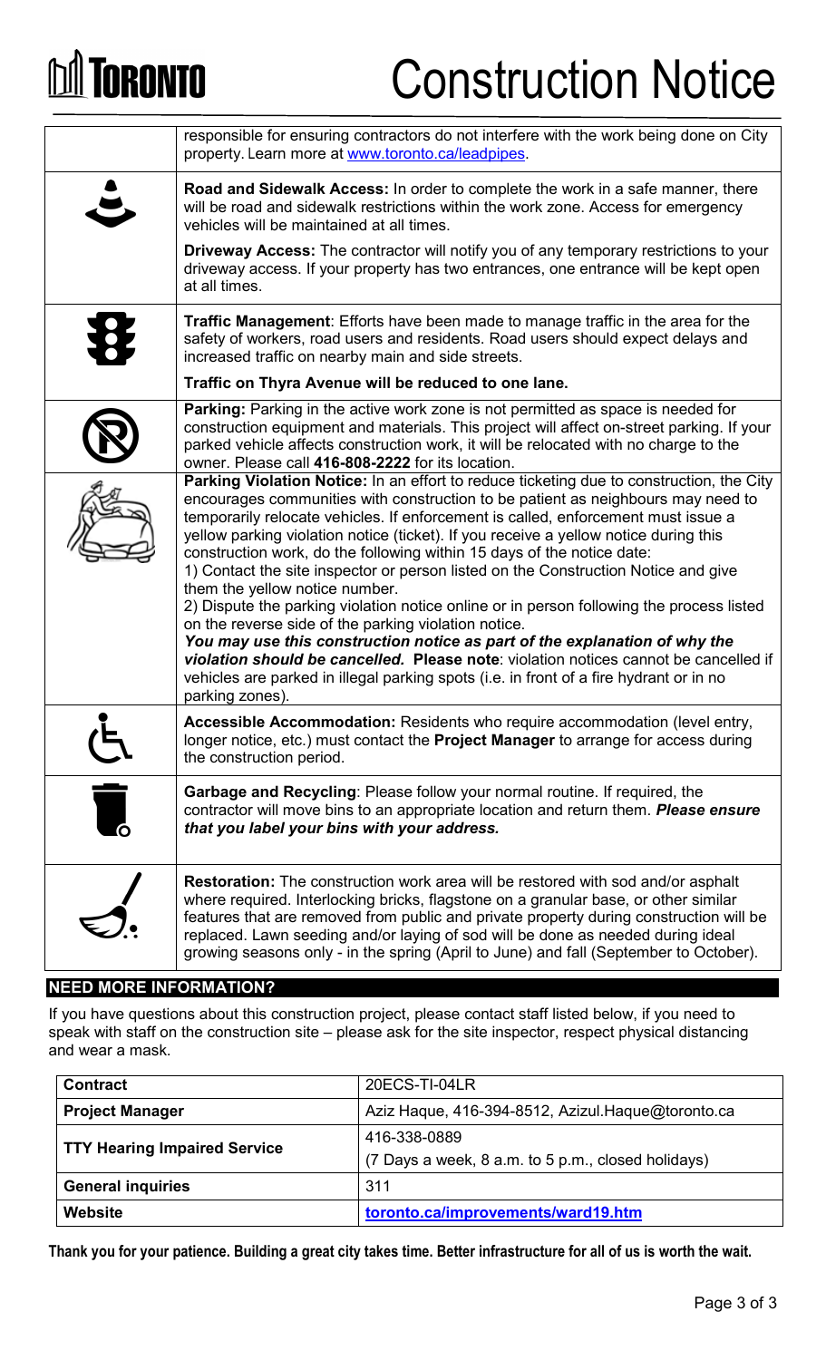# Construction Notice

responsible for ensuring contractors do not interfere with the work being done on City property. Learn more at www.toronto.ca/leadpipes.

**Road and Sidewalk Access:** In order to complete the work in a safe manner, there will be road and sidewalk restrictions within the work zone. Access for emergency vehicles will be maintained at all times.

**Driveway Access:** The contractor will notify you of any temporary restrictions to your driveway access. If your property has two entrances, one entrance will be kept open at all times.

**Traffic Management**: Efforts have been made to manage traffic in the area for the safety of workers, road users and residents. Road users should expect delays and increased traffic on nearby main and side streets.

**Traffic on Thyra Avenue will be reduced to one lane.**

**Parking:** Parking in the active work zone is not permitted as space is needed for construction equipment and materials. This project will affect on-street parking. If your parked vehicle affects construction work, it will be relocated with no charge to the owner. Please call **416-808-2222** for its location.

**Parking Violation Notice:** In an effort to reduce ticketing due to construction, the City encourages communities with construction to be patient as neighbours may need to temporarily relocate vehicles. If enforcement is called, enforcement must issue a yellow parking violation notice (ticket). If you receive a yellow notice during this construction work, do the following within 15 days of the notice date:

1) Contact the site inspector or person listed on the Construction Notice and give them the yellow notice number.
2) Dispute the parking violation notice online or in person following the process listed on the reverse side of the parking violation notice.

***You may use this construction notice as part of the explanation of why the violation should be cancelled.*** **Please note**: violation notices cannot be cancelled if vehicles are parked in illegal parking spots (i.e. in front of a fire hydrant or in no parking zones).

**Accessible Accommodation:** Residents who require accommodation (level entry, longer notice, etc.) must contact the **Project Manager** to arrange for access during the construction period.

**Garbage and Recycling**: Please follow your normal routine. If required, the contractor will move bins to an appropriate location and return them. ***Please ensure that you label your bins with your address.***

**Restoration:** The construction work area will be restored with sod and/or asphalt where required. Interlocking bricks, flagstone on a granular base, or other similar features that are removed from public and private property during construction will be replaced. Lawn seeding and/or laying of sod will be done as needed during ideal growing seasons only - in the spring (April to June) and fall (September to October).

## NEED MORE INFORMATION?

If you have questions about this construction project, please contact staff listed below, if you need to speak with staff on the construction site – please ask for the site inspector, respect physical distancing and wear a mask.

| | |
|---|---|
| **Contract** | 20ECS-TI-04LR |
| **Project Manager** | Aziz Haque, 416-394-8512, Azizul.Haque@toronto.ca |
| **TTY Hearing Impaired Service** | 416-338-0889<br>(7 Days a week, 8 a.m. to 5 p.m., closed holidays) |
| **General inquiries** | 311 |
| **Website** | **toronto.ca/improvements/ward19.htm** |

**Thank you for your patience. Building a great city takes time. Better infrastructure for all of us is worth the wait.**